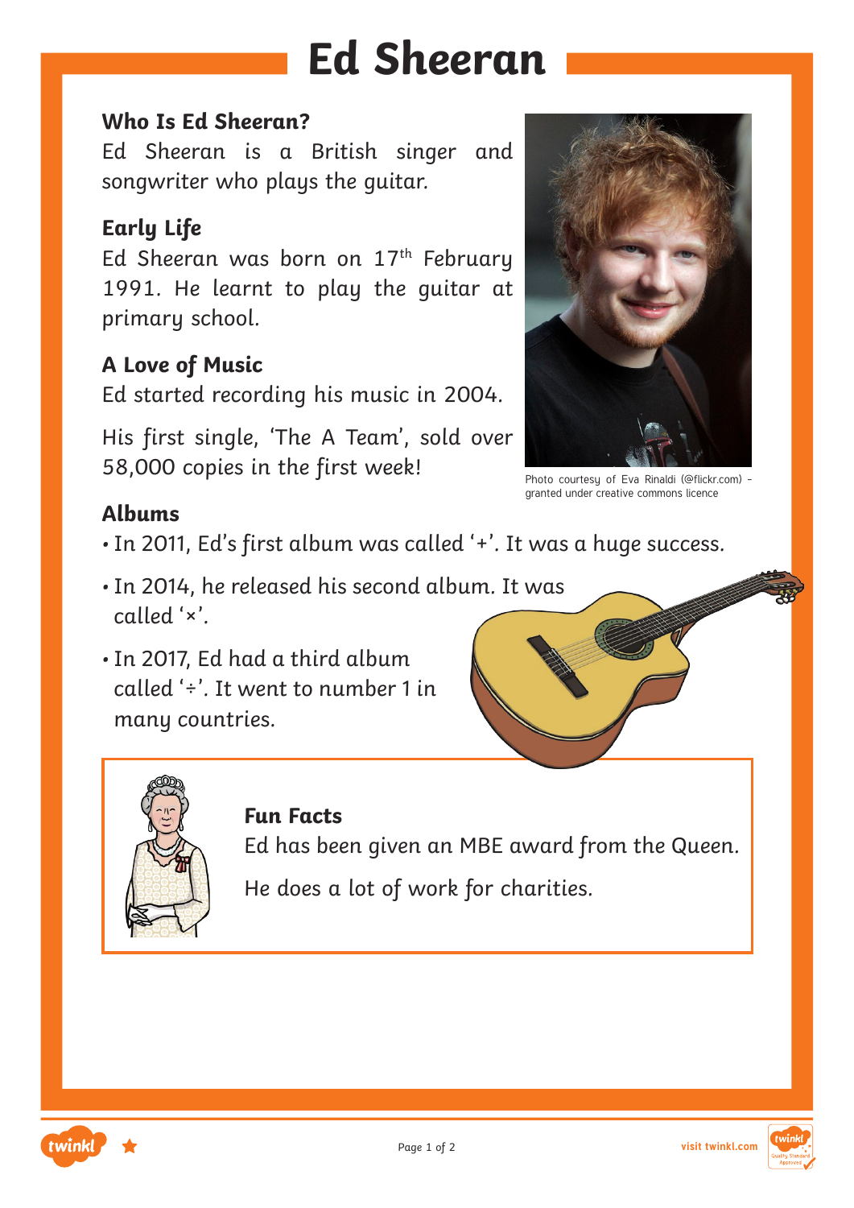# Ed Sheeran

## Who Is Ed Sheeran?

Ed Sheeran is a British singer and songwriter who plays the guitar.

## Early Life

Ed Sheeran was born on 17th February 1991. He learnt to play the guitar at primary school.

## A Love of Music

Ed started recording his music in 2004.

His first single, 'The A Team', sold over 58,000 copies in the first week!

Photo courtesy of Eva Rinaldi (@flickr.com) – granted under creative commons licence

## Albums

- In 2011, Ed's first album was called '+'. It was a huge success.
- In 2014, he released his second album. It was called '×'.
- In 2017, Ed had a third album called '÷'. It went to number 1 in many countries.

## Fun Facts

Ed has been given an MBE award from the Queen.

He does a lot of work for charities.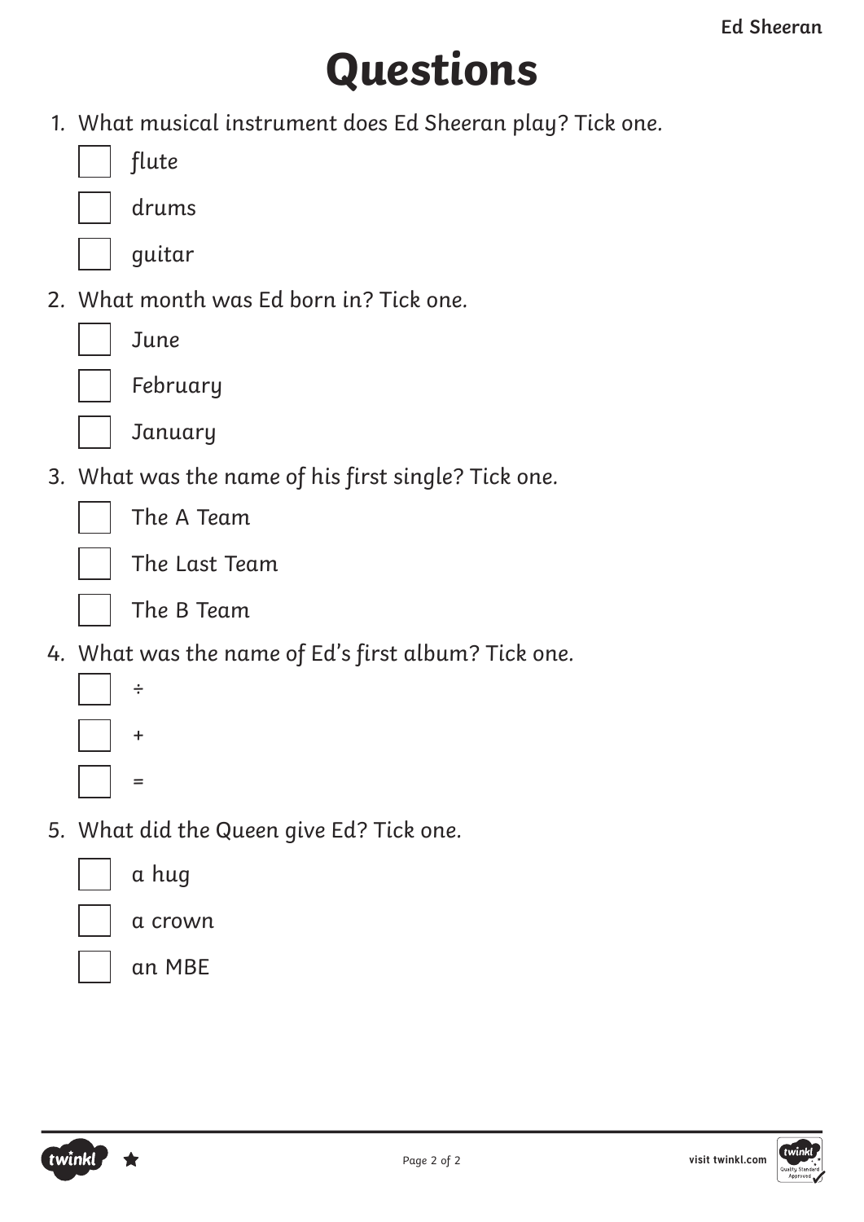# Questions

1. What musical instrument does Ed Sheeran play? Tick one.
   - [ ] flute
   - [ ] drums
   - [ ] guitar

2. What month was Ed born in? Tick one.
   - [ ] June
   - [ ] February
   - [ ] January

3. What was the name of his first single? Tick one.
   - [ ] The A Team
   - [ ] The Last Team
   - [ ] The B Team

4. What was the name of Ed's first album? Tick one.
   - [ ] ÷
   - [ ] +
   - [ ] =

5. What did the Queen give Ed? Tick one.
   - [ ] a hug
   - [ ] a crown
   - [ ] an MBE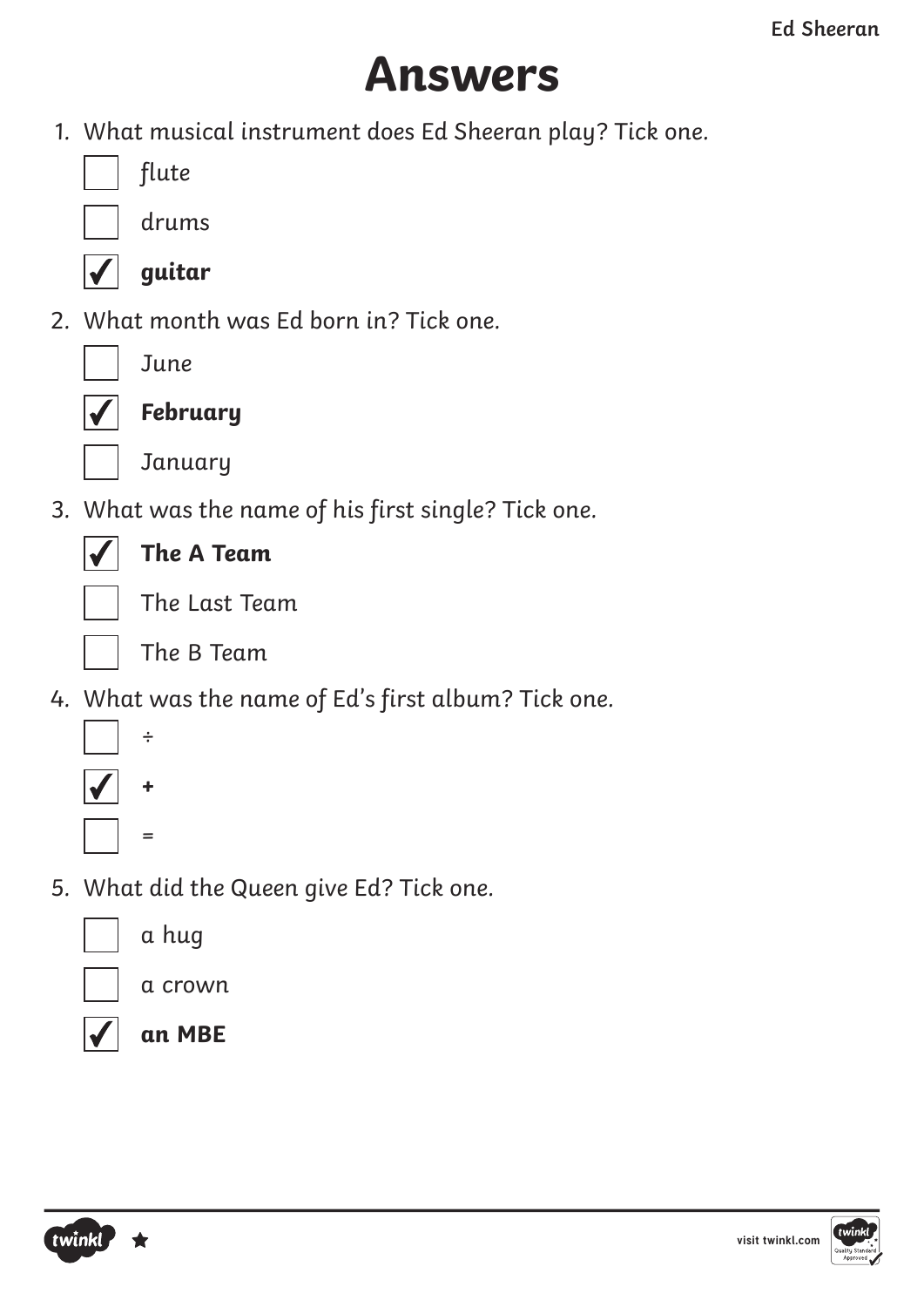# Answers

1. What musical instrument does Ed Sheeran play? Tick one.

   - [ ] flute
   - [ ] drums
   - [x] **guitar**

2. What month was Ed born in? Tick one.

   - [ ] June
   - [x] **February**
   - [ ] January

3. What was the name of his first single? Tick one.

   - [x] **The A Team**
   - [ ] The Last Team
   - [ ] The B Team

4. What was the name of Ed's first album? Tick one.

   - [ ] ÷
   - [x] **+**
   - [ ] =

5. What did the Queen give Ed? Tick one.

   - [ ] a hug
   - [ ] a crown
   - [x] **an MBE**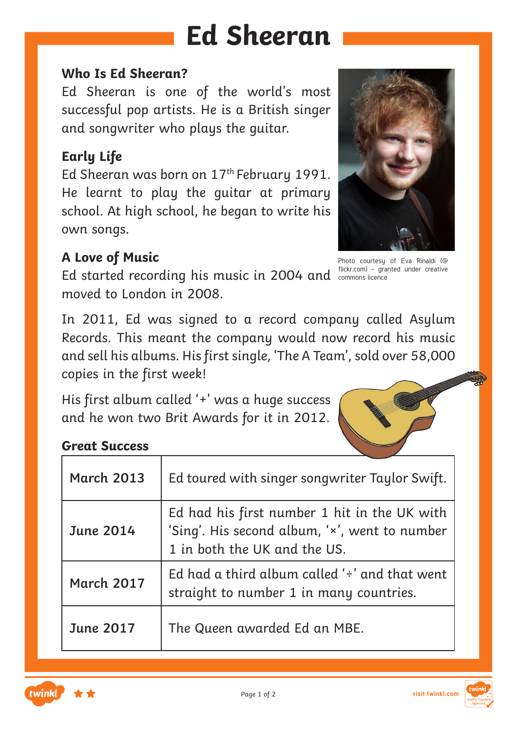# Ed Sheeran

## Who Is Ed Sheeran?

Ed Sheeran is one of the world's most successful pop artists. He is a British singer and songwriter who plays the guitar.

## Early Life

Ed Sheeran was born on 17th February 1991. He learnt to play the guitar at primary school. At high school, he began to write his own songs.

Photo courtesy of Eva Rinaldi (@ flickr.com) - granted under creative commons licence

## A Love of Music

Ed started recording his music in 2004 and moved to London in 2008.

In 2011, Ed was signed to a record company called Asylum Records. This meant the company would now record his music and sell his albums. His first single, 'The A Team', sold over 58,000 copies in the first week!

His first album called '+' was a huge success and he won two Brit Awards for it in 2012.

## Great Success

| | |
|---|---|
| **March 2013** | Ed toured with singer songwriter Taylor Swift. |
| **June 2014** | Ed had his first number 1 hit in the UK with 'Sing'. His second album, '×', went to number 1 in both the UK and the US. |
| **March 2017** | Ed had a third album called '÷' and that went straight to number 1 in many countries. |
| **June 2017** | The Queen awarded Ed an MBE. |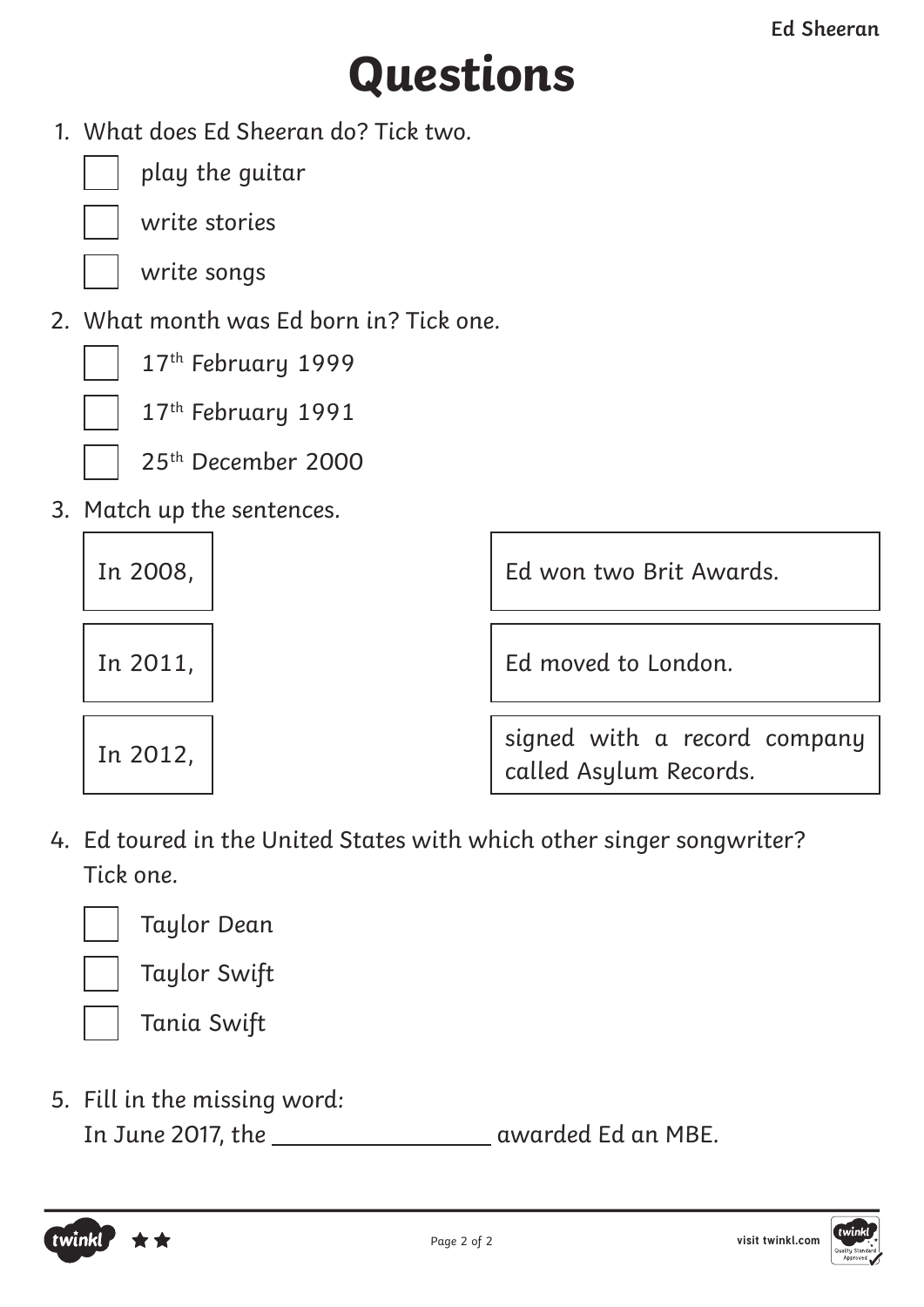# Questions

1. What does Ed Sheeran do? Tick two.
   - [ ] play the guitar
   - [ ] write stories
   - [ ] write songs

2. What month was Ed born in? Tick one.
   - [ ] 17th February 1999
   - [ ] 17th February 1991
   - [ ] 25th December 2000

3. Match up the sentences.

| | |
|---|---|
| In 2008, | Ed won two Brit Awards. |
| In 2011, | Ed moved to London. |
| In 2012, | signed with a record company called Asylum Records. |

4. Ed toured in the United States with which other singer songwriter? Tick one.
   - [ ] Taylor Dean
   - [ ] Taylor Swift
   - [ ] Tania Swift

5. Fill in the missing word:
   In June 2017, the ________________ awarded Ed an MBE.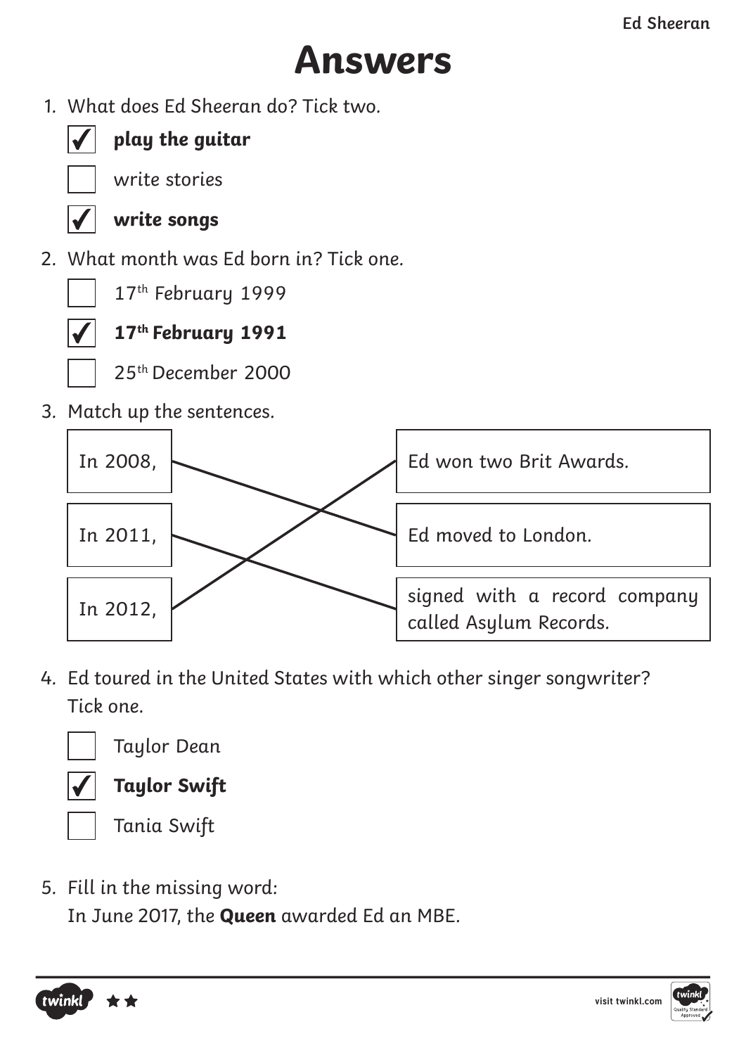# Answers

1. What does Ed Sheeran do? Tick two.

   - [x] **play the guitar**
   - [ ] write stories
   - [x] **write songs**

2. What month was Ed born in? Tick one.

   - [ ] 17th February 1999
   - [x] **17th February 1991**
   - [ ] 25th December 2000

3. Match up the sentences.

| | |
|---|---|
| In 2008, | Ed moved to London. |
| In 2011, | signed with a record company called Asylum Records. |
| In 2012, | Ed won two Brit Awards. |

4. Ed toured in the United States with which other singer songwriter? Tick one.

   - [ ] Taylor Dean
   - [x] **Taylor Swift**
   - [ ] Tania Swift

5. Fill in the missing word:

   In June 2017, the **Queen** awarded Ed an MBE.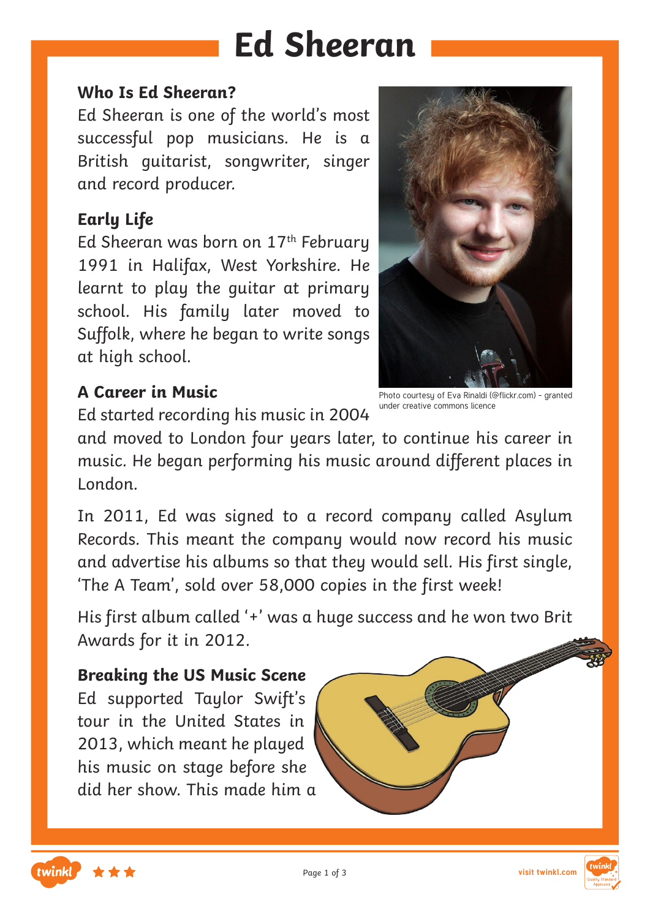# Ed Sheeran

### Who Is Ed Sheeran?

Ed Sheeran is one of the world's most successful pop musicians. He is a British guitarist, songwriter, singer and record producer.

### Early Life

Ed Sheeran was born on 17th February 1991 in Halifax, West Yorkshire. He learnt to play the guitar at primary school. His family later moved to Suffolk, where he began to write songs at high school.

Photo courtesy of Eva Rinaldi (@flickr.com) - granted under creative commons licence

### A Career in Music

Ed started recording his music in 2004 and moved to London four years later, to continue his career in music. He began performing his music around different places in London.

In 2011, Ed was signed to a record company called Asylum Records. This meant the company would now record his music and advertise his albums so that they would sell. His first single, 'The A Team', sold over 58,000 copies in the first week!

His first album called '+' was a huge success and he won two Brit Awards for it in 2012.

### Breaking the US Music Scene

Ed supported Taylor Swift's tour in the United States in 2013, which meant he played his music on stage before she did her show. This made him a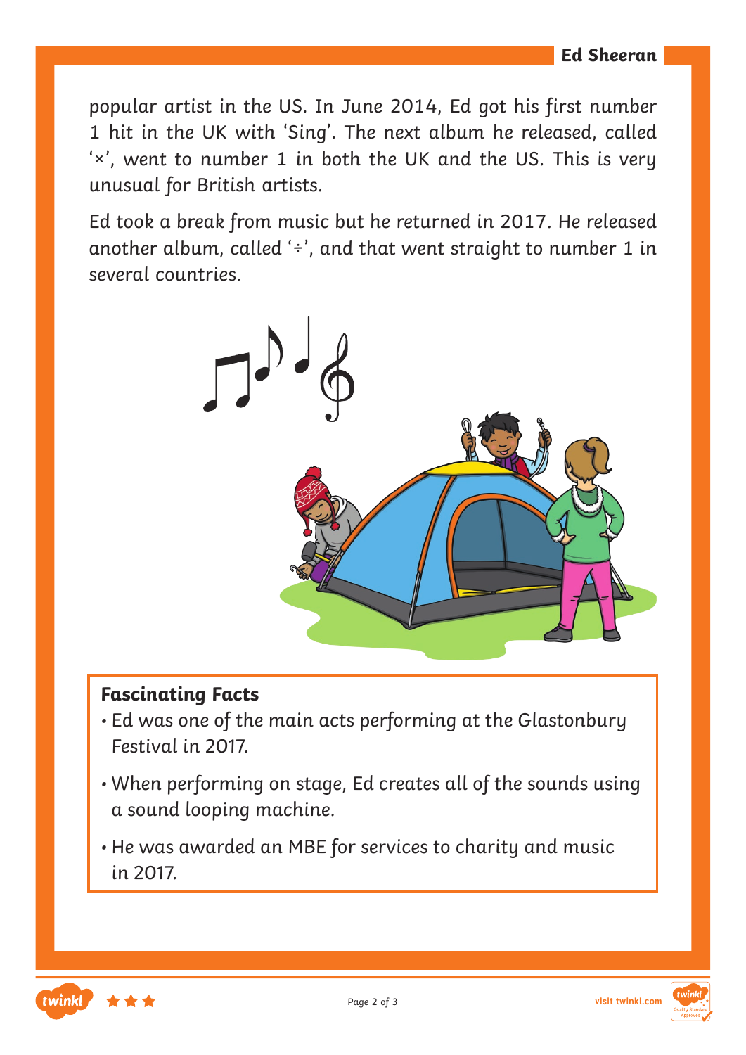popular artist in the US. In June 2014, Ed got his first number 1 hit in the UK with 'Sing'. The next album he released, called '×', went to number 1 in both the UK and the US. This is very unusual for British artists.

Ed took a break from music but he returned in 2017. He released another album, called '÷', and that went straight to number 1 in several countries.

**Fascinating Facts**

- Ed was one of the main acts performing at the Glastonbury Festival in 2017.
- When performing on stage, Ed creates all of the sounds using a sound looping machine.
- He was awarded an MBE for services to charity and music in 2017.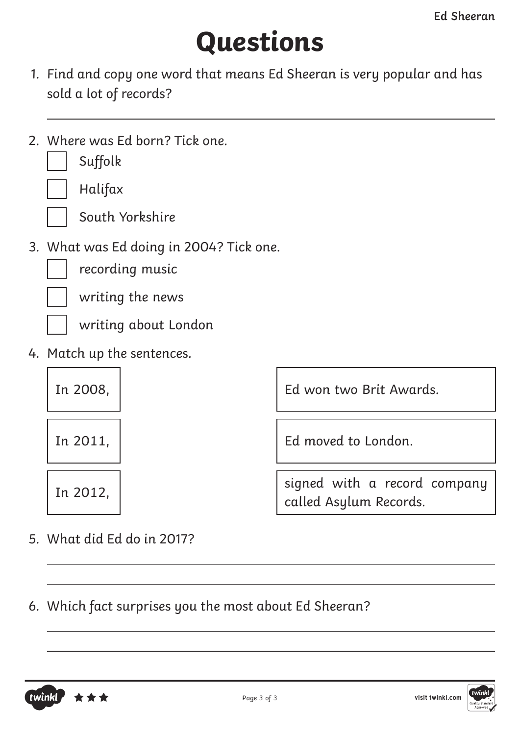# Questions

1. Find and copy one word that means Ed Sheeran is very popular and has sold a lot of records?

   ______________________________________________

2. Where was Ed born? Tick one.
   - [ ] Suffolk
   - [ ] Halifax
   - [ ] South Yorkshire

3. What was Ed doing in 2004? Tick one.
   - [ ] recording music
   - [ ] writing the news
   - [ ] writing about London

4. Match up the sentences.

| | |
|---|---|
| In 2008, | Ed won two Brit Awards. |
| In 2011, | Ed moved to London. |
| In 2012, | signed with a record company called Asylum Records. |

5. What did Ed do in 2017?

   ______________________________________________

   ______________________________________________

6. Which fact surprises you the most about Ed Sheeran?

   ______________________________________________

   ______________________________________________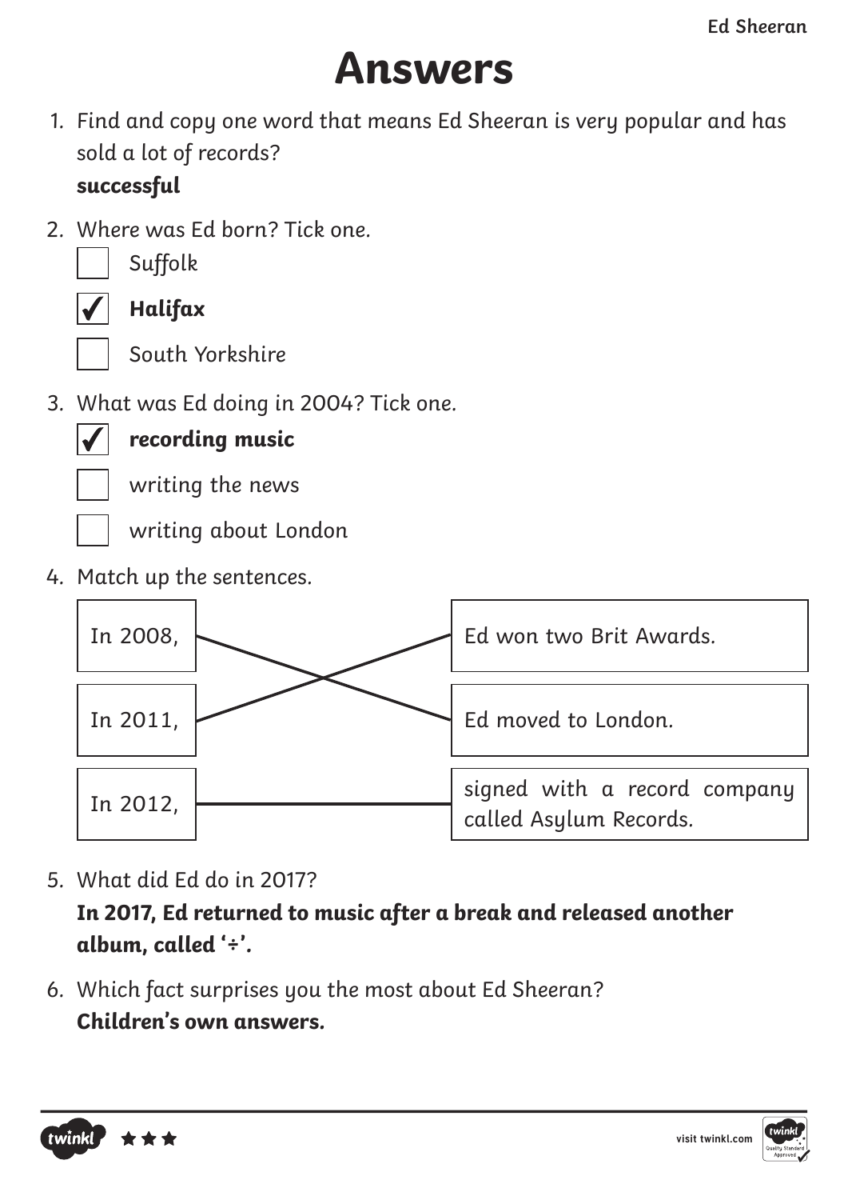# Answers

1. Find and copy one word that means Ed Sheeran is very popular and has sold a lot of records?
   **successful**

2. Where was Ed born? Tick one.
   - [ ] Suffolk
   - [x] **Halifax**
   - [ ] South Yorkshire

3. What was Ed doing in 2004? Tick one.
   - [x] **recording music**
   - [ ] writing the news
   - [ ] writing about London

4. Match up the sentences.

| | |
|---|---|
| In 2008, | Ed moved to London. |
| In 2011, | Ed won two Brit Awards. |
| In 2012, | signed with a record company called Asylum Records. |

5. What did Ed do in 2017?
   **In 2017, Ed returned to music after a break and released another album, called '÷'.**

6. Which fact surprises you the most about Ed Sheeran?
   **Children's own answers.**